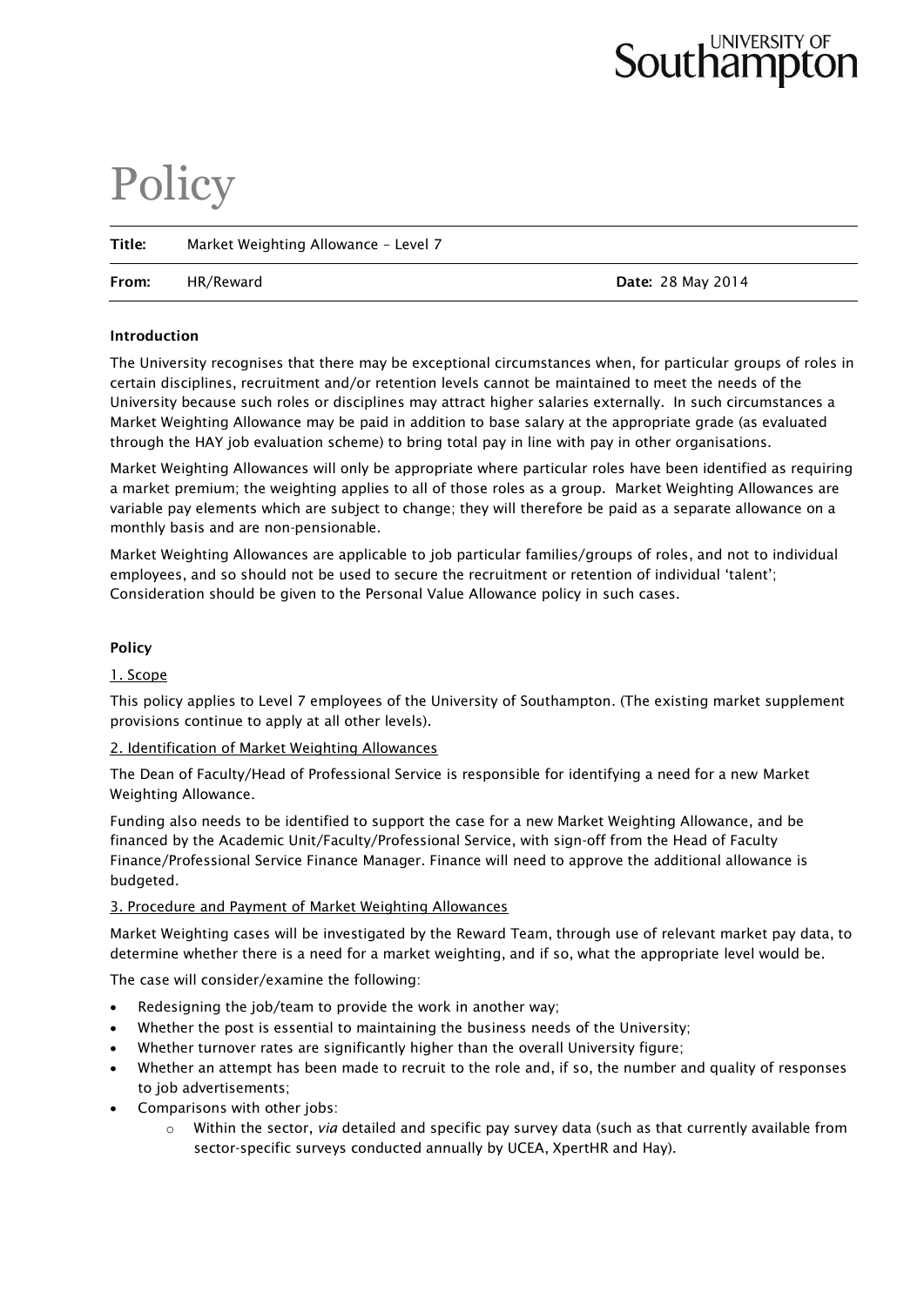University of Southampton

# Policy

| | | |
|---|---|---|
| **Title:** | Market Weighting Allowance – Level 7 | |
| **From:** | HR/Reward | **Date:** 28 May 2014 |

**Introduction**

The University recognises that there may be exceptional circumstances when, for particular groups of roles in certain disciplines, recruitment and/or retention levels cannot be maintained to meet the needs of the University because such roles or disciplines may attract higher salaries externally. In such circumstances a Market Weighting Allowance may be paid in addition to base salary at the appropriate grade (as evaluated through the HAY job evaluation scheme) to bring total pay in line with pay in other organisations.

Market Weighting Allowances will only be appropriate where particular roles have been identified as requiring a market premium; the weighting applies to all of those roles as a group. Market Weighting Allowances are variable pay elements which are subject to change; they will therefore be paid as a separate allowance on a monthly basis and are non-pensionable.

Market Weighting Allowances are applicable to job particular families/groups of roles, and not to individual employees, and so should not be used to secure the recruitment or retention of individual 'talent'; Consideration should be given to the Personal Value Allowance policy in such cases.

**Policy**

1. Scope

This policy applies to Level 7 employees of the University of Southampton. (The existing market supplement provisions continue to apply at all other levels).

2. Identification of Market Weighting Allowances

The Dean of Faculty/Head of Professional Service is responsible for identifying a need for a new Market Weighting Allowance.

Funding also needs to be identified to support the case for a new Market Weighting Allowance, and be financed by the Academic Unit/Faculty/Professional Service, with sign-off from the Head of Faculty Finance/Professional Service Finance Manager. Finance will need to approve the additional allowance is budgeted.

3. Procedure and Payment of Market Weighting Allowances

Market Weighting cases will be investigated by the Reward Team, through use of relevant market pay data, to determine whether there is a need for a market weighting, and if so, what the appropriate level would be.

The case will consider/examine the following:

- Redesigning the job/team to provide the work in another way;
- Whether the post is essential to maintaining the business needs of the University;
- Whether turnover rates are significantly higher than the overall University figure;
- Whether an attempt has been made to recruit to the role and, if so, the number and quality of responses to job advertisements;
- Comparisons with other jobs:
  - Within the sector, *via* detailed and specific pay survey data (such as that currently available from sector-specific surveys conducted annually by UCEA, XpertHR and Hay).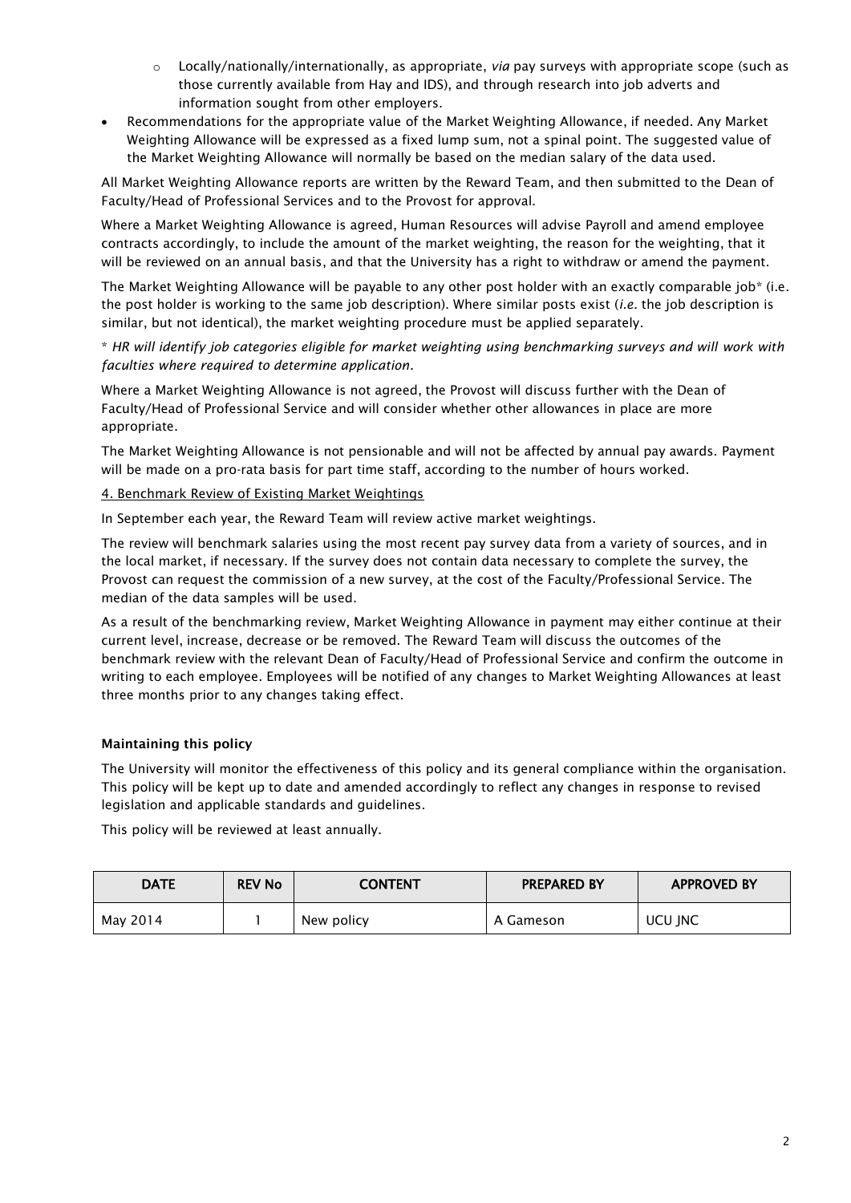- Locally/nationally/internationally, as appropriate, *via* pay surveys with appropriate scope (such as those currently available from Hay and IDS), and through research into job adverts and information sought from other employers.
- Recommendations for the appropriate value of the Market Weighting Allowance, if needed. Any Market Weighting Allowance will be expressed as a fixed lump sum, not a spinal point. The suggested value of the Market Weighting Allowance will normally be based on the median salary of the data used.

All Market Weighting Allowance reports are written by the Reward Team, and then submitted to the Dean of Faculty/Head of Professional Services and to the Provost for approval.

Where a Market Weighting Allowance is agreed, Human Resources will advise Payroll and amend employee contracts accordingly, to include the amount of the market weighting, the reason for the weighting, that it will be reviewed on an annual basis, and that the University has a right to withdraw or amend the payment.

The Market Weighting Allowance will be payable to any other post holder with an exactly comparable job* (i.e. the post holder is working to the same job description). Where similar posts exist (*i.e.* the job description is similar, but not identical), the market weighting procedure must be applied separately.

*\* HR will identify job categories eligible for market weighting using benchmarking surveys and will work with faculties where required to determine application.*

Where a Market Weighting Allowance is not agreed, the Provost will discuss further with the Dean of Faculty/Head of Professional Service and will consider whether other allowances in place are more appropriate.

The Market Weighting Allowance is not pensionable and will not be affected by annual pay awards. Payment will be made on a pro-rata basis for part time staff, according to the number of hours worked.

4. Benchmark Review of Existing Market Weightings

In September each year, the Reward Team will review active market weightings.

The review will benchmark salaries using the most recent pay survey data from a variety of sources, and in the local market, if necessary. If the survey does not contain data necessary to complete the survey, the Provost can request the commission of a new survey, at the cost of the Faculty/Professional Service. The median of the data samples will be used.

As a result of the benchmarking review, Market Weighting Allowance in payment may either continue at their current level, increase, decrease or be removed. The Reward Team will discuss the outcomes of the benchmark review with the relevant Dean of Faculty/Head of Professional Service and confirm the outcome in writing to each employee. Employees will be notified of any changes to Market Weighting Allowances at least three months prior to any changes taking effect.

**Maintaining this policy**

The University will monitor the effectiveness of this policy and its general compliance within the organisation. This policy will be kept up to date and amended accordingly to reflect any changes in response to revised legislation and applicable standards and guidelines.

This policy will be reviewed at least annually.

| DATE | REV No | CONTENT | PREPARED BY | APPROVED BY |
|---|---|---|---|---|
| May 2014 | 1 | New policy | A Gameson | UCU JNC |